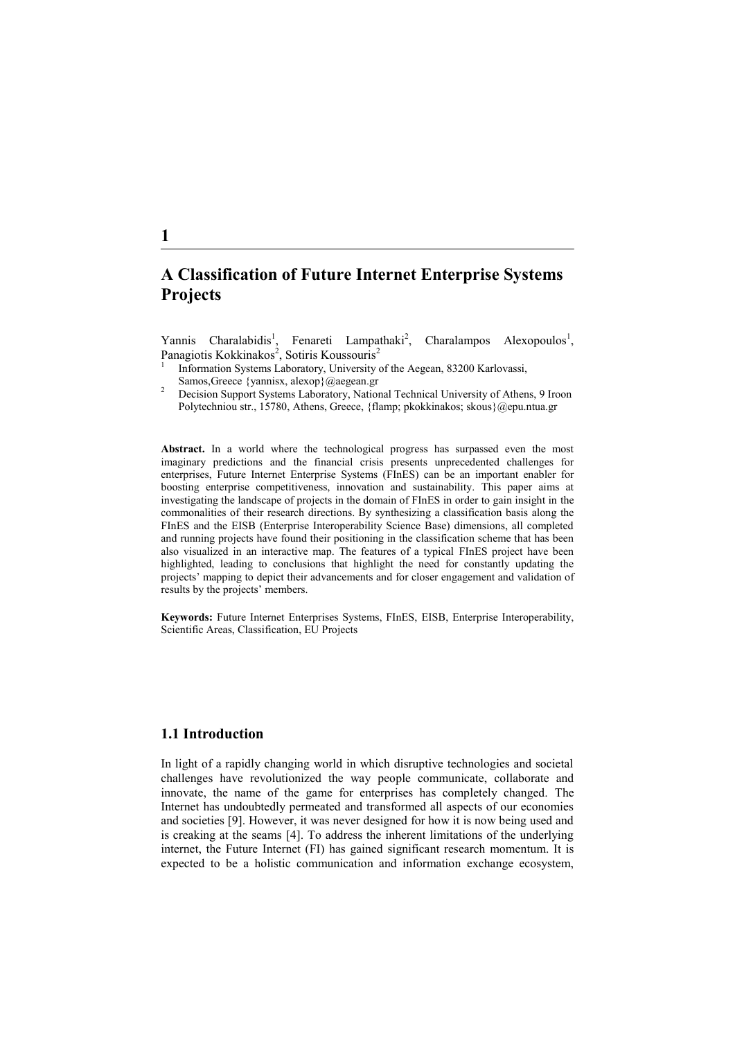# 1

## A Classification of Future Internet Enterprise Systems Projects

Yannis Charalabidis[1], Fenareti Lampathaki[2], Charalampos Alexopoulos[1], Panagiotis Kokkinakos[2], Sotiris Koussouris[2]

[1] Information Systems Laboratory, University of the Aegean, 83200 Karlovassi, Samos,Greece {yannisx, alexop}@aegean.gr

[2] Decision Support Systems Laboratory, National Technical University of Athens, 9 Iroon Polytechniou str., 15780, Athens, Greece, {flamp; pkokkinakos; skous}@epu.ntua.gr

**Abstract.** In a world where the technological progress has surpassed even the most imaginary predictions and the financial crisis presents unprecedented challenges for enterprises, Future Internet Enterprise Systems (FInES) can be an important enabler for boosting enterprise competitiveness, innovation and sustainability. This paper aims at investigating the landscape of projects in the domain of FInES in order to gain insight in the commonalities of their research directions. By synthesizing a classification basis along the FInES and the EISB (Enterprise Interoperability Science Base) dimensions, all completed and running projects have found their positioning in the classification scheme that has been also visualized in an interactive map. The features of a typical FInES project have been highlighted, leading to conclusions that highlight the need for constantly updating the projects' mapping to depict their advancements and for closer engagement and validation of results by the projects' members.

**Keywords:** Future Internet Enterprises Systems, FInES, EISB, Enterprise Interoperability, Scientific Areas, Classification, EU Projects

### 1.1 Introduction

In light of a rapidly changing world in which disruptive technologies and societal challenges have revolutionized the way people communicate, collaborate and innovate, the name of the game for enterprises has completely changed. The Internet has undoubtedly permeated and transformed all aspects of our economies and societies [9]. However, it was never designed for how it is now being used and is creaking at the seams [4]. To address the inherent limitations of the underlying internet, the Future Internet (FI) has gained significant research momentum. It is expected to be a holistic communication and information exchange ecosystem,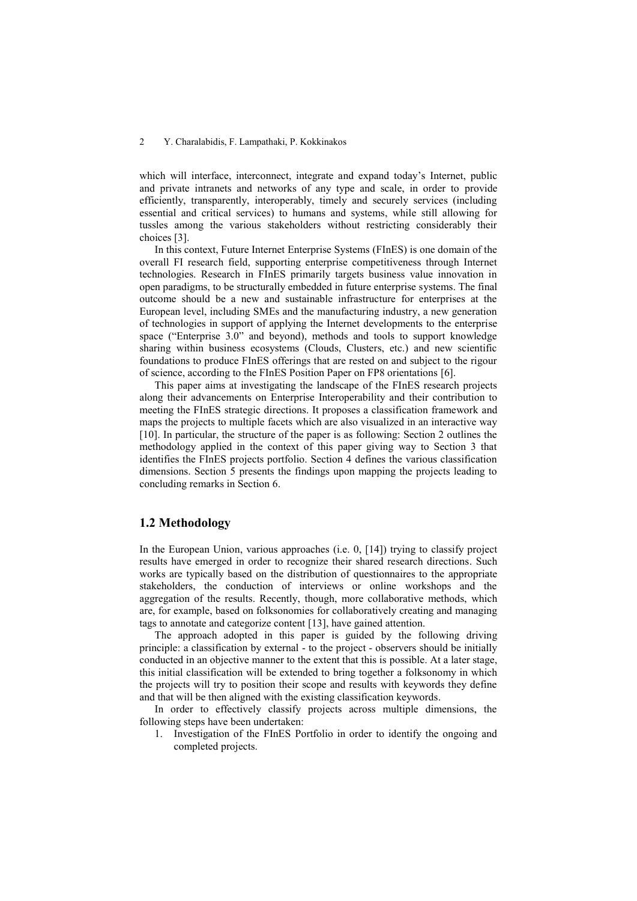which will interface, interconnect, integrate and expand today's Internet, public and private intranets and networks of any type and scale, in order to provide efficiently, transparently, interoperably, timely and securely services (including essential and critical services) to humans and systems, while still allowing for tussles among the various stakeholders without restricting considerably their choices [3].

In this context, Future Internet Enterprise Systems (FInES) is one domain of the overall FI research field, supporting enterprise competitiveness through Internet technologies. Research in FInES primarily targets business value innovation in open paradigms, to be structurally embedded in future enterprise systems. The final outcome should be a new and sustainable infrastructure for enterprises at the European level, including SMEs and the manufacturing industry, a new generation of technologies in support of applying the Internet developments to the enterprise space ("Enterprise 3.0" and beyond), methods and tools to support knowledge sharing within business ecosystems (Clouds, Clusters, etc.) and new scientific foundations to produce FInES offerings that are rested on and subject to the rigour of science, according to the FInES Position Paper on FP8 orientations [6].

This paper aims at investigating the landscape of the FInES research projects along their advancements on Enterprise Interoperability and their contribution to meeting the FInES strategic directions. It proposes a classification framework and maps the projects to multiple facets which are also visualized in an interactive way [10]. In particular, the structure of the paper is as following: Section 2 outlines the methodology applied in the context of this paper giving way to Section 3 that identifies the FInES projects portfolio. Section 4 defines the various classification dimensions. Section 5 presents the findings upon mapping the projects leading to concluding remarks in Section 6.

## 1.2 Methodology

In the European Union, various approaches (i.e. 0, [14]) trying to classify project results have emerged in order to recognize their shared research directions. Such works are typically based on the distribution of questionnaires to the appropriate stakeholders, the conduction of interviews or online workshops and the aggregation of the results. Recently, though, more collaborative methods, which are, for example, based on folksonomies for collaboratively creating and managing tags to annotate and categorize content [13], have gained attention.

The approach adopted in this paper is guided by the following driving principle: a classification by external - to the project - observers should be initially conducted in an objective manner to the extent that this is possible. At a later stage, this initial classification will be extended to bring together a folksonomy in which the projects will try to position their scope and results with keywords they define and that will be then aligned with the existing classification keywords.

In order to effectively classify projects across multiple dimensions, the following steps have been undertaken:

1. Investigation of the FInES Portfolio in order to identify the ongoing and completed projects.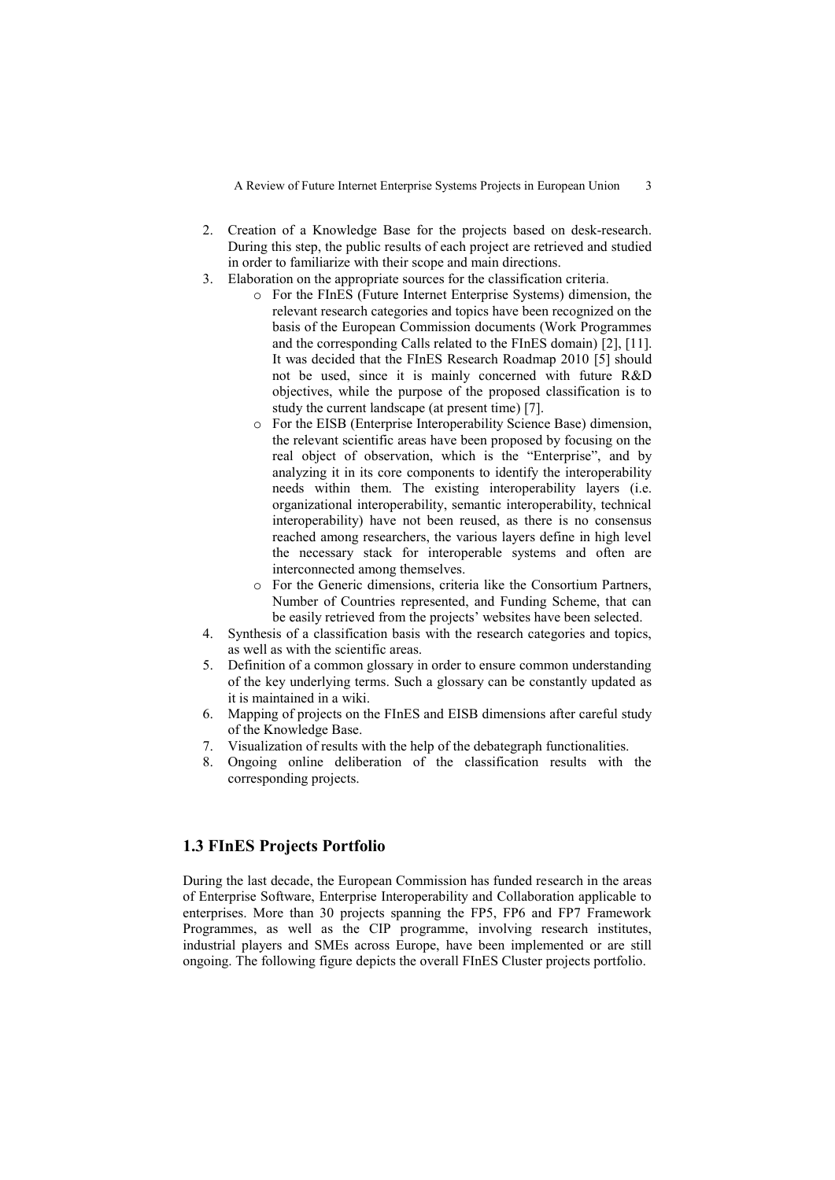2. Creation of a Knowledge Base for the projects based on desk-research. During this step, the public results of each project are retrieved and studied in order to familiarize with their scope and main directions.
3. Elaboration on the appropriate sources for the classification criteria.
   - For the FInES (Future Internet Enterprise Systems) dimension, the relevant research categories and topics have been recognized on the basis of the European Commission documents (Work Programmes and the corresponding Calls related to the FInES domain) [2], [11]. It was decided that the FInES Research Roadmap 2010 [5] should not be used, since it is mainly concerned with future R&D objectives, while the purpose of the proposed classification is to study the current landscape (at present time) [7].
   - For the EISB (Enterprise Interoperability Science Base) dimension, the relevant scientific areas have been proposed by focusing on the real object of observation, which is the "Enterprise", and by analyzing it in its core components to identify the interoperability needs within them. The existing interoperability layers (i.e. organizational interoperability, semantic interoperability, technical interoperability) have not been reused, as there is no consensus reached among researchers, the various layers define in high level the necessary stack for interoperable systems and often are interconnected among themselves.
   - For the Generic dimensions, criteria like the Consortium Partners, Number of Countries represented, and Funding Scheme, that can be easily retrieved from the projects' websites have been selected.
4. Synthesis of a classification basis with the research categories and topics, as well as with the scientific areas.
5. Definition of a common glossary in order to ensure common understanding of the key underlying terms. Such a glossary can be constantly updated as it is maintained in a wiki.
6. Mapping of projects on the FInES and EISB dimensions after careful study of the Knowledge Base.
7. Visualization of results with the help of the debategraph functionalities.
8. Ongoing online deliberation of the classification results with the corresponding projects.

## 1.3 FInES Projects Portfolio

During the last decade, the European Commission has funded research in the areas of Enterprise Software, Enterprise Interoperability and Collaboration applicable to enterprises. More than 30 projects spanning the FP5, FP6 and FP7 Framework Programmes, as well as the CIP programme, involving research institutes, industrial players and SMEs across Europe, have been implemented or are still ongoing. The following figure depicts the overall FInES Cluster projects portfolio.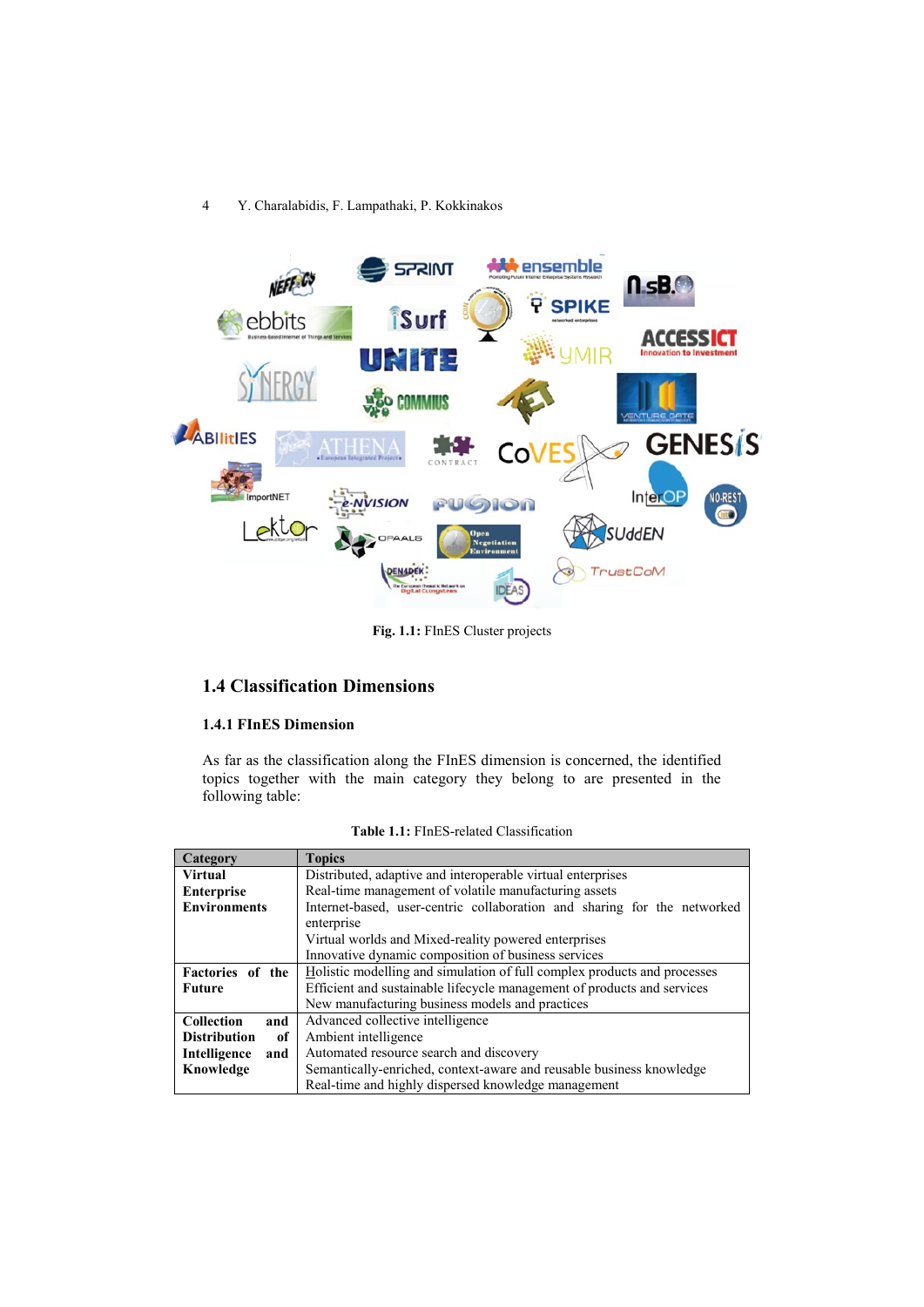Fig. 1.1: FInES Cluster projects

## 1.4 Classification Dimensions

### 1.4.1 FInES Dimension

As far as the classification along the FInES dimension is concerned, the identified topics together with the main category they belong to are presented in the following table:

**Table 1.1:** FInES-related Classification

| Category | Topics |
|---|---|
| **Virtual Enterprise Environments** | Distributed, adaptive and interoperable virtual enterprises<br>Real-time management of volatile manufacturing assets<br>Internet-based, user-centric collaboration and sharing for the networked enterprise<br>Virtual worlds and Mixed-reality powered enterprises<br>Innovative dynamic composition of business services |
| **Factories of the Future** | Holistic modelling and simulation of full complex products and processes<br>Efficient and sustainable lifecycle management of products and services<br>New manufacturing business models and practices |
| **Collection and Distribution of Intelligence and Knowledge** | Advanced collective intelligence<br>Ambient intelligence<br>Automated resource search and discovery<br>Semantically-enriched, context-aware and reusable business knowledge<br>Real-time and highly dispersed knowledge management |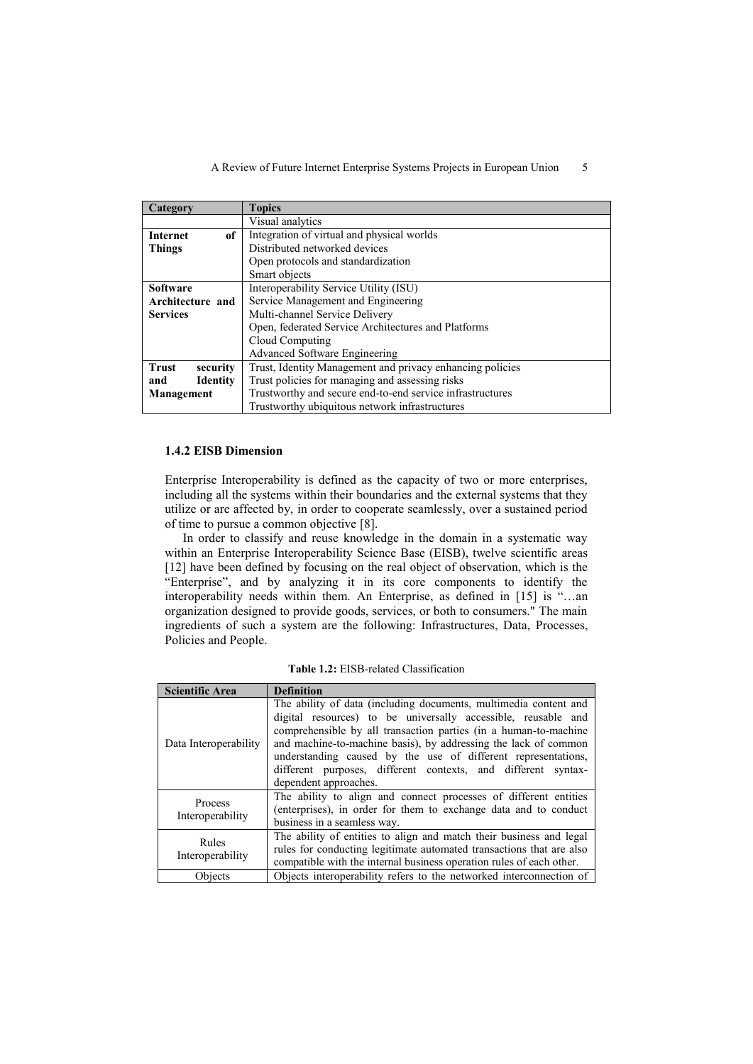| Category | Topics |
|---|---|
| | Visual analytics |
| **Internet of Things** | Integration of virtual and physical worlds |
| | Distributed networked devices |
| | Open protocols and standardization |
| | Smart objects |
| **Software Architecture and Services** | Interoperability Service Utility (ISU) |
| | Service Management and Engineering |
| | Multi-channel Service Delivery |
| | Open, federated Service Architectures and Platforms |
| | Cloud Computing |
| | Advanced Software Engineering |
| **Trust security and Identity Management** | Trust, Identity Management and privacy enhancing policies |
| | Trust policies for managing and assessing risks |
| | Trustworthy and secure end-to-end service infrastructures |
| | Trustworthy ubiquitous network infrastructures |

### 1.4.2 EISB Dimension

Enterprise Interoperability is defined as the capacity of two or more enterprises, including all the systems within their boundaries and the external systems that they utilize or are affected by, in order to cooperate seamlessly, over a sustained period of time to pursue a common objective [8].

In order to classify and reuse knowledge in the domain in a systematic way within an Enterprise Interoperability Science Base (EISB), twelve scientific areas [12] have been defined by focusing on the real object of observation, which is the "Enterprise", and by analyzing it in its core components to identify the interoperability needs within them. An Enterprise, as defined in [15] is "…an organization designed to provide goods, services, or both to consumers." The main ingredients of such a system are the following: Infrastructures, Data, Processes, Policies and People.

**Table 1.2:** EISB-related Classification

| Scientific Area | Definition |
|---|---|
| Data Interoperability | The ability of data (including documents, multimedia content and digital resources) to be universally accessible, reusable and comprehensible by all transaction parties (in a human-to-machine and machine-to-machine basis), by addressing the lack of common understanding caused by the use of different representations, different purposes, different contexts, and different syntax-dependent approaches. |
| Process Interoperability | The ability to align and connect processes of different entities (enterprises), in order for them to exchange data and to conduct business in a seamless way. |
| Rules Interoperability | The ability of entities to align and match their business and legal rules for conducting legitimate automated transactions that are also compatible with the internal business operation rules of each other. |
| Objects | Objects interoperability refers to the networked interconnection of |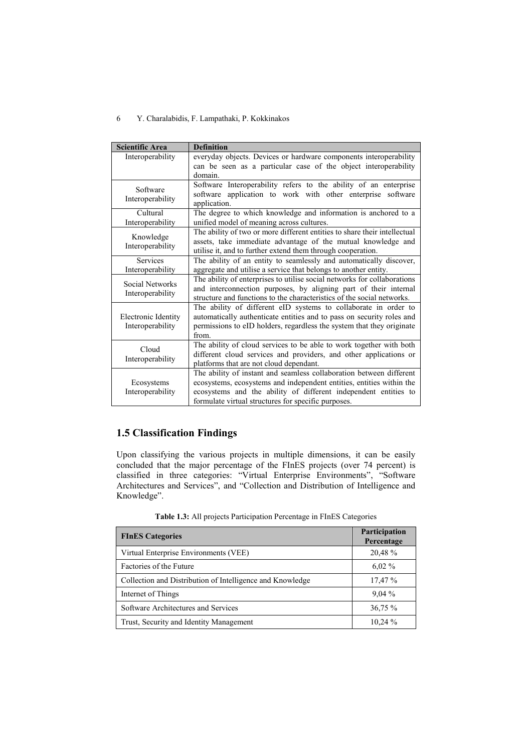| Scientific Area | Definition |
|---|---|
| Interoperability | everyday objects. Devices or hardware components interoperability can be seen as a particular case of the object interoperability domain. |
| Software Interoperability | Software Interoperability refers to the ability of an enterprise software application to work with other enterprise software application. |
| Cultural Interoperability | The degree to which knowledge and information is anchored to a unified model of meaning across cultures. |
| Knowledge Interoperability | The ability of two or more different entities to share their intellectual assets, take immediate advantage of the mutual knowledge and utilise it, and to further extend them through cooperation. |
| Services Interoperability | The ability of an entity to seamlessly and automatically discover, aggregate and utilise a service that belongs to another entity. |
| Social Networks Interoperability | The ability of enterprises to utilise social networks for collaborations and interconnection purposes, by aligning part of their internal structure and functions to the characteristics of the social networks. |
| Electronic Identity Interoperability | The ability of different eID systems to collaborate in order to automatically authenticate entities and to pass on security roles and permissions to eID holders, regardless the system that they originate from. |
| Cloud Interoperability | The ability of cloud services to be able to work together with both different cloud services and providers, and other applications or platforms that are not cloud dependant. |
| Ecosystems Interoperability | The ability of instant and seamless collaboration between different ecosystems, ecosystems and independent entities, entities within the ecosystems and the ability of different independent entities to formulate virtual structures for specific purposes. |

## 1.5 Classification Findings

Upon classifying the various projects in multiple dimensions, it can be easily concluded that the major percentage of the FInES projects (over 74 percent) is classified in three categories: "Virtual Enterprise Environments", "Software Architectures and Services", and "Collection and Distribution of Intelligence and Knowledge".

**Table 1.3:** All projects Participation Percentage in FInES Categories

| FInES Categories | Participation Percentage |
|---|---|
| Virtual Enterprise Environments (VEE) | 20,48 % |
| Factories of the Future | 6,02 % |
| Collection and Distribution of Intelligence and Knowledge | 17,47 % |
| Internet of Things | 9,04 % |
| Software Architectures and Services | 36,75 % |
| Trust, Security and Identity Management | 10,24 % |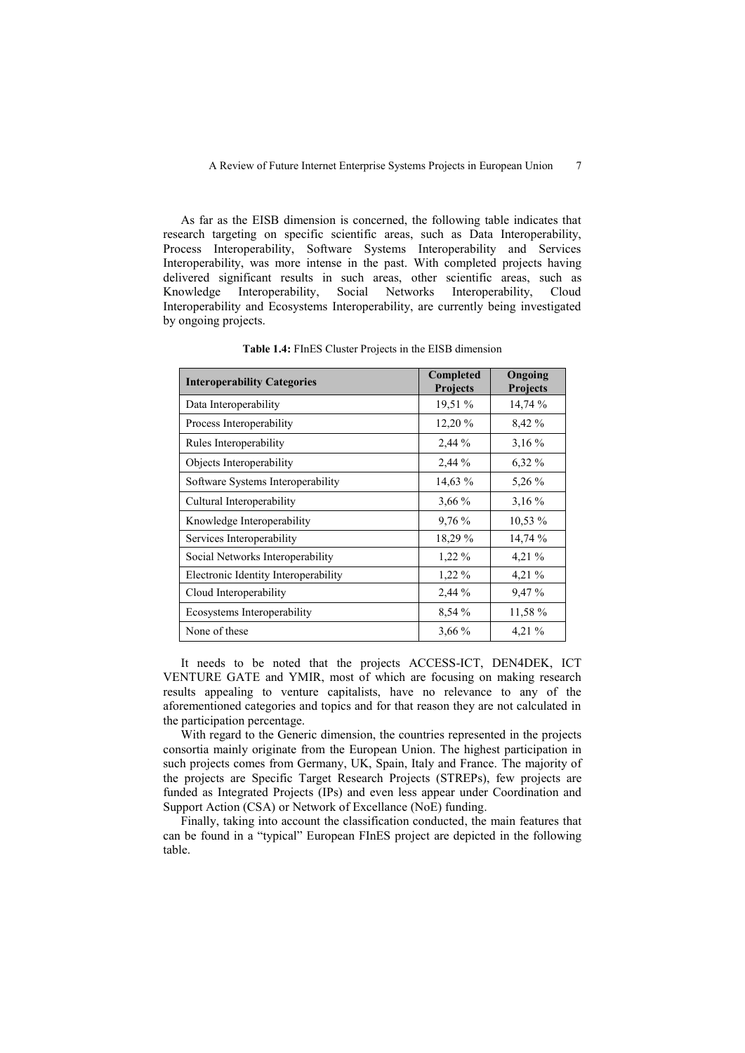As far as the EISB dimension is concerned, the following table indicates that research targeting on specific scientific areas, such as Data Interoperability, Process Interoperability, Software Systems Interoperability and Services Interoperability, was more intense in the past. With completed projects having delivered significant results in such areas, other scientific areas, such as Knowledge Interoperability, Social Networks Interoperability, Cloud Interoperability and Ecosystems Interoperability, are currently being investigated by ongoing projects.

**Table 1.4:** FInES Cluster Projects in the EISB dimension

| Interoperability Categories | Completed Projects | Ongoing Projects |
|---|---|---|
| Data Interoperability | 19,51 % | 14,74 % |
| Process Interoperability | 12,20 % | 8,42 % |
| Rules Interoperability | 2,44 % | 3,16 % |
| Objects Interoperability | 2,44 % | 6,32 % |
| Software Systems Interoperability | 14,63 % | 5,26 % |
| Cultural Interoperability | 3,66 % | 3,16 % |
| Knowledge Interoperability | 9,76 % | 10,53 % |
| Services Interoperability | 18,29 % | 14,74 % |
| Social Networks Interoperability | 1,22 % | 4,21 % |
| Electronic Identity Interoperability | 1,22 % | 4,21 % |
| Cloud Interoperability | 2,44 % | 9,47 % |
| Ecosystems Interoperability | 8,54 % | 11,58 % |
| None of these | 3,66 % | 4,21 % |

It needs to be noted that the projects ACCESS-ICT, DEN4DEK, ICT VENTURE GATE and YMIR, most of which are focusing on making research results appealing to venture capitalists, have no relevance to any of the aforementioned categories and topics and for that reason they are not calculated in the participation percentage.

With regard to the Generic dimension, the countries represented in the projects consortia mainly originate from the European Union. The highest participation in such projects comes from Germany, UK, Spain, Italy and France. The majority of the projects are Specific Target Research Projects (STREPs), few projects are funded as Integrated Projects (IPs) and even less appear under Coordination and Support Action (CSA) or Network of Excellance (NoE) funding.

Finally, taking into account the classification conducted, the main features that can be found in a "typical" European FInES project are depicted in the following table.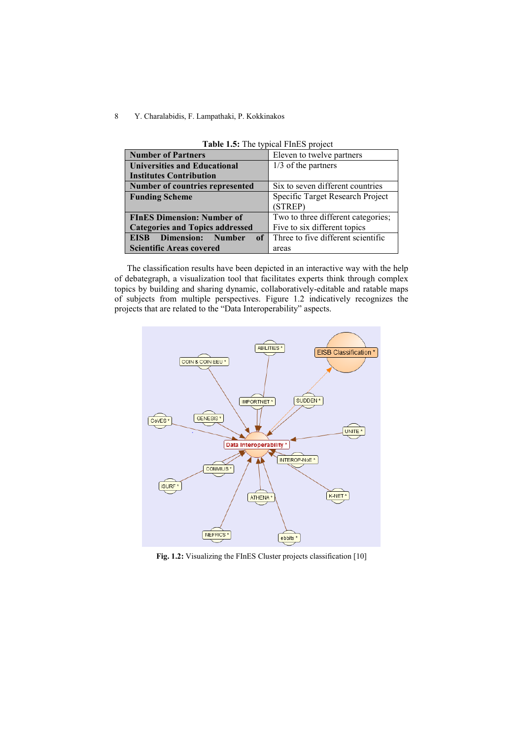**Table 1.5:** The typical FInES project

| | |
|---|---|
| **Number of Partners** | Eleven to twelve partners |
| **Universities and Educational Institutes Contribution** | 1/3 of the partners |
| **Number of countries represented** | Six to seven different countries |
| **Funding Scheme** | Specific Target Research Project (STREP) |
| **FInES Dimension: Number of Categories and Topics addressed** | Two to three different categories; Five to six different topics |
| **EISB Dimension: Number of Scientific Areas covered** | Three to five different scientific areas |

The classification results have been depicted in an interactive way with the help of debategraph, a visualization tool that facilitates experts think through complex topics by building and sharing dynamic, collaboratively-editable and ratable maps of subjects from multiple perspectives. Figure 1.2 indicatively recognizes the projects that are related to the "Data Interoperability" aspects.

**Fig. 1.2:** Visualizing the FInES Cluster projects classification [10]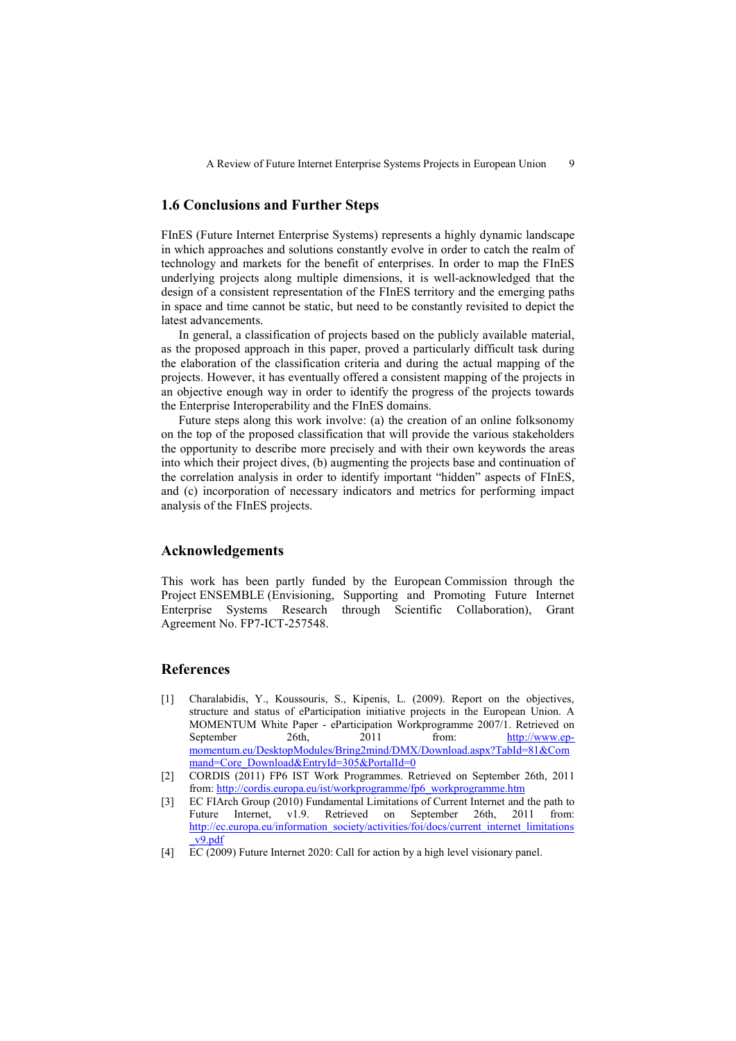## 1.6 Conclusions and Further Steps

FInES (Future Internet Enterprise Systems) represents a highly dynamic landscape in which approaches and solutions constantly evolve in order to catch the realm of technology and markets for the benefit of enterprises. In order to map the FInES underlying projects along multiple dimensions, it is well-acknowledged that the design of a consistent representation of the FInES territory and the emerging paths in space and time cannot be static, but need to be constantly revisited to depict the latest advancements.

In general, a classification of projects based on the publicly available material, as the proposed approach in this paper, proved a particularly difficult task during the elaboration of the classification criteria and during the actual mapping of the projects. However, it has eventually offered a consistent mapping of the projects in an objective enough way in order to identify the progress of the projects towards the Enterprise Interoperability and the FInES domains.

Future steps along this work involve: (a) the creation of an online folksonomy on the top of the proposed classification that will provide the various stakeholders the opportunity to describe more precisely and with their own keywords the areas into which their project dives, (b) augmenting the projects base and continuation of the correlation analysis in order to identify important "hidden" aspects of FInES, and (c) incorporation of necessary indicators and metrics for performing impact analysis of the FInES projects.

## Acknowledgements

This work has been partly funded by the European Commission through the Project ENSEMBLE (Envisioning, Supporting and Promoting Future Internet Enterprise Systems Research through Scientific Collaboration), Grant Agreement No. FP7-ICT-257548.

## References

[1] Charalabidis, Y., Koussouris, S., Kipenis, L. (2009). Report on the objectives, structure and status of eParticipation initiative projects in the European Union. A MOMENTUM White Paper - eParticipation Workprogramme 2007/1. Retrieved on September 26th, 2011 from: http://www.ep-momentum.eu/DesktopModules/Bring2mind/DMX/Download.aspx?TabId=81&Command=Core_Download&EntryId=305&PortalId=0

[2] CORDIS (2011) FP6 IST Work Programmes. Retrieved on September 26th, 2011 from: http://cordis.europa.eu/ist/workprogramme/fp6_workprogramme.htm

[3] EC FIArch Group (2010) Fundamental Limitations of Current Internet and the path to Future Internet, v1.9. Retrieved on September 26th, 2011 from: http://ec.europa.eu/information_society/activities/foi/docs/current_internet_limitations_v9.pdf

[4] EC (2009) Future Internet 2020: Call for action by a high level visionary panel.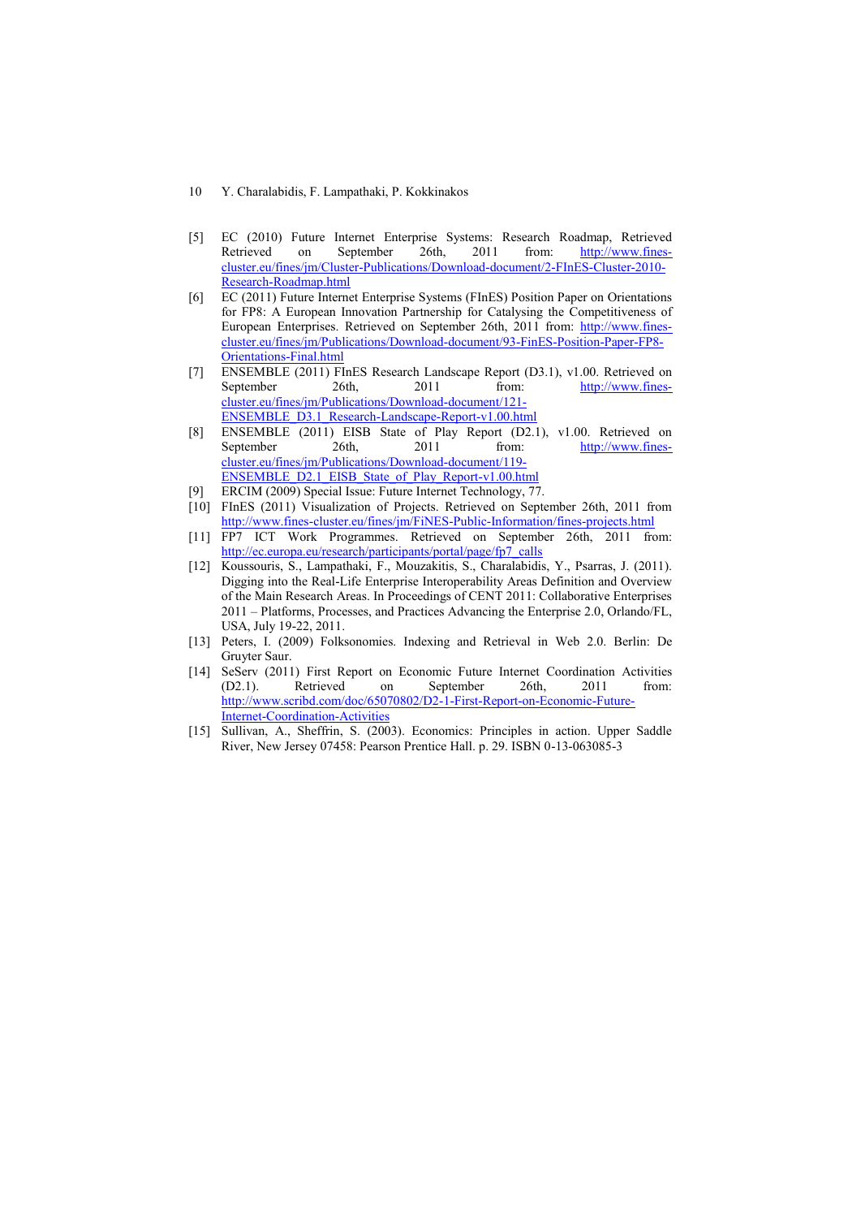[5] EC (2010) Future Internet Enterprise Systems: Research Roadmap, Retrieved Retrieved on September 26th, 2011 from: http://www.fines-cluster.eu/fines/jm/Cluster-Publications/Download-document/2-FInES-Cluster-2010-Research-Roadmap.html

[6] EC (2011) Future Internet Enterprise Systems (FInES) Position Paper on Orientations for FP8: A European Innovation Partnership for Catalysing the Competitiveness of European Enterprises. Retrieved on September 26th, 2011 from: http://www.fines-cluster.eu/fines/jm/Publications/Download-document/93-FinES-Position-Paper-FP8-Orientations-Final.html

[7] ENSEMBLE (2011) FInES Research Landscape Report (D3.1), v1.00. Retrieved on September 26th, 2011 from: http://www.fines-cluster.eu/fines/jm/Publications/Download-document/121-ENSEMBLE_D3.1_Research-Landscape-Report-v1.00.html

[8] ENSEMBLE (2011) EISB State of Play Report (D2.1), v1.00. Retrieved on September 26th, 2011 from: http://www.fines-cluster.eu/fines/jm/Publications/Download-document/119-ENSEMBLE_D2.1_EISB_State_of_Play_Report-v1.00.html

[9] ERCIM (2009) Special Issue: Future Internet Technology, 77.

[10] FInES (2011) Visualization of Projects. Retrieved on September 26th, 2011 from http://www.fines-cluster.eu/fines/jm/FiNES-Public-Information/fines-projects.html

[11] FP7 ICT Work Programmes. Retrieved on September 26th, 2011 from: http://ec.europa.eu/research/participants/portal/page/fp7_calls

[12] Koussouris, S., Lampathaki, F., Mouzakitis, S., Charalabidis, Y., Psarras, J. (2011). Digging into the Real-Life Enterprise Interoperability Areas Definition and Overview of the Main Research Areas. In Proceedings of CENT 2011: Collaborative Enterprises 2011 – Platforms, Processes, and Practices Advancing the Enterprise 2.0, Orlando/FL, USA, July 19-22, 2011.

[13] Peters, I. (2009) Folksonomies. Indexing and Retrieval in Web 2.0. Berlin: De Gruyter Saur.

[14] SeServ (2011) First Report on Economic Future Internet Coordination Activities (D2.1). Retrieved on September 26th, 2011 from: http://www.scribd.com/doc/65070802/D2-1-First-Report-on-Economic-Future-Internet-Coordination-Activities

[15] Sullivan, A., Sheffrin, S. (2003). Economics: Principles in action. Upper Saddle River, New Jersey 07458: Pearson Prentice Hall. p. 29. ISBN 0-13-063085-3